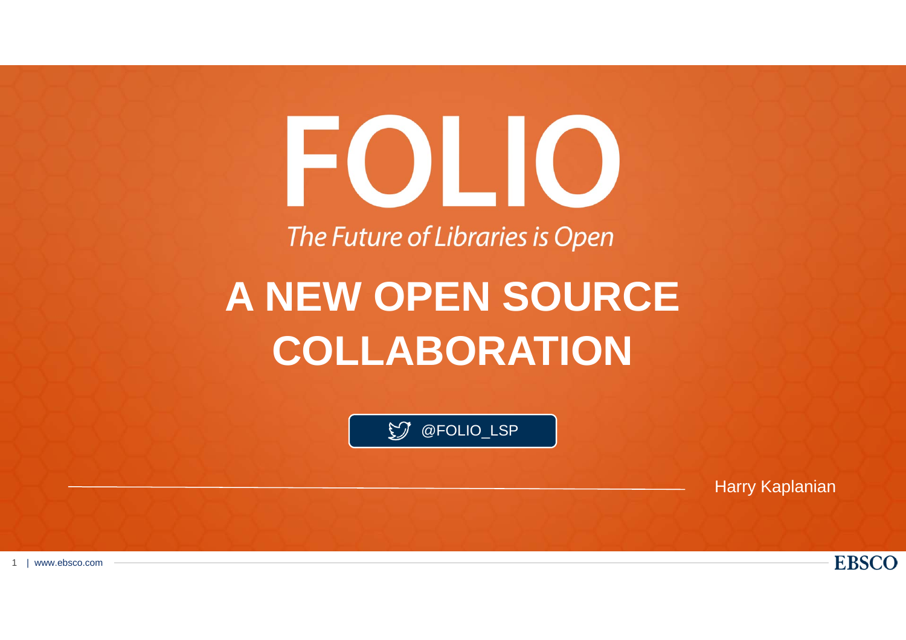# FOLIO

*The Future of Libraries is Open*

# A NEW OPEN SOURCE COLLABORATION

@FOLIO_LSP

Harry Kaplanian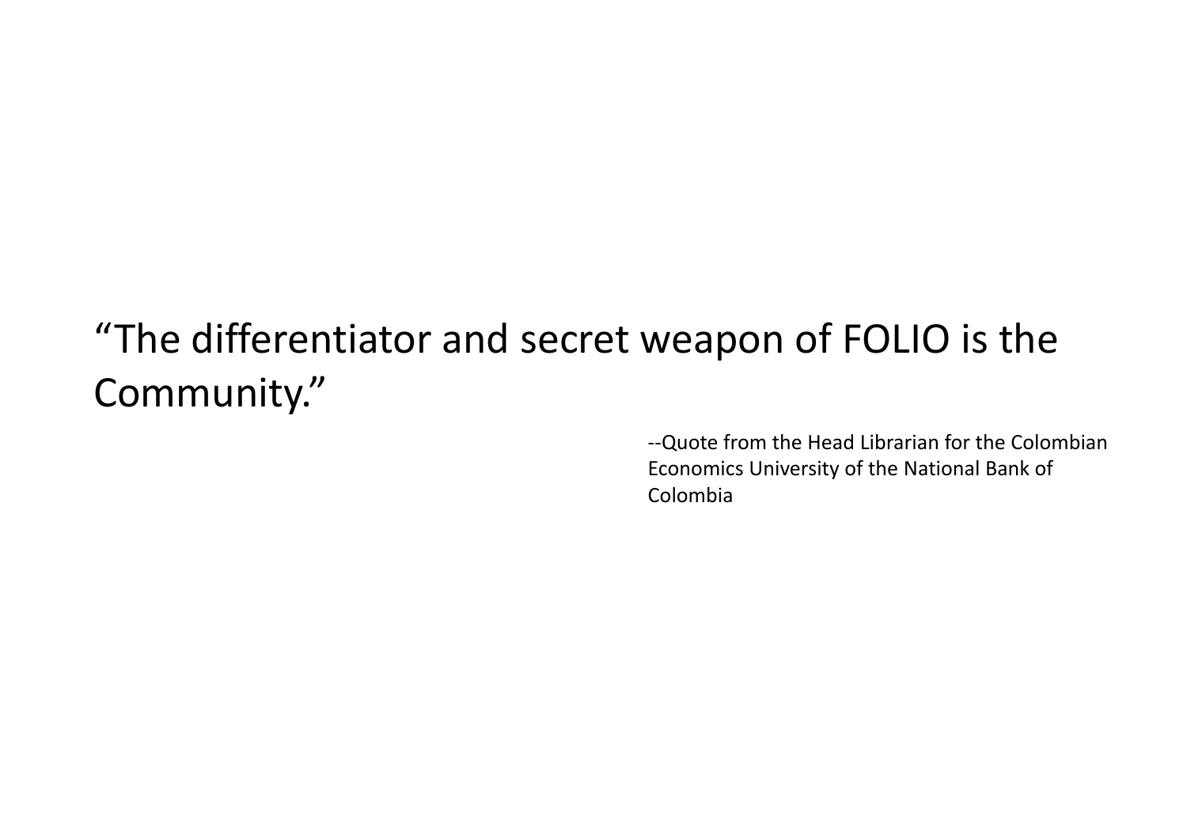"The differentiator and secret weapon of FOLIO is the Community."

--Quote from the Head Librarian for the Colombian Economics University of the National Bank of Colombia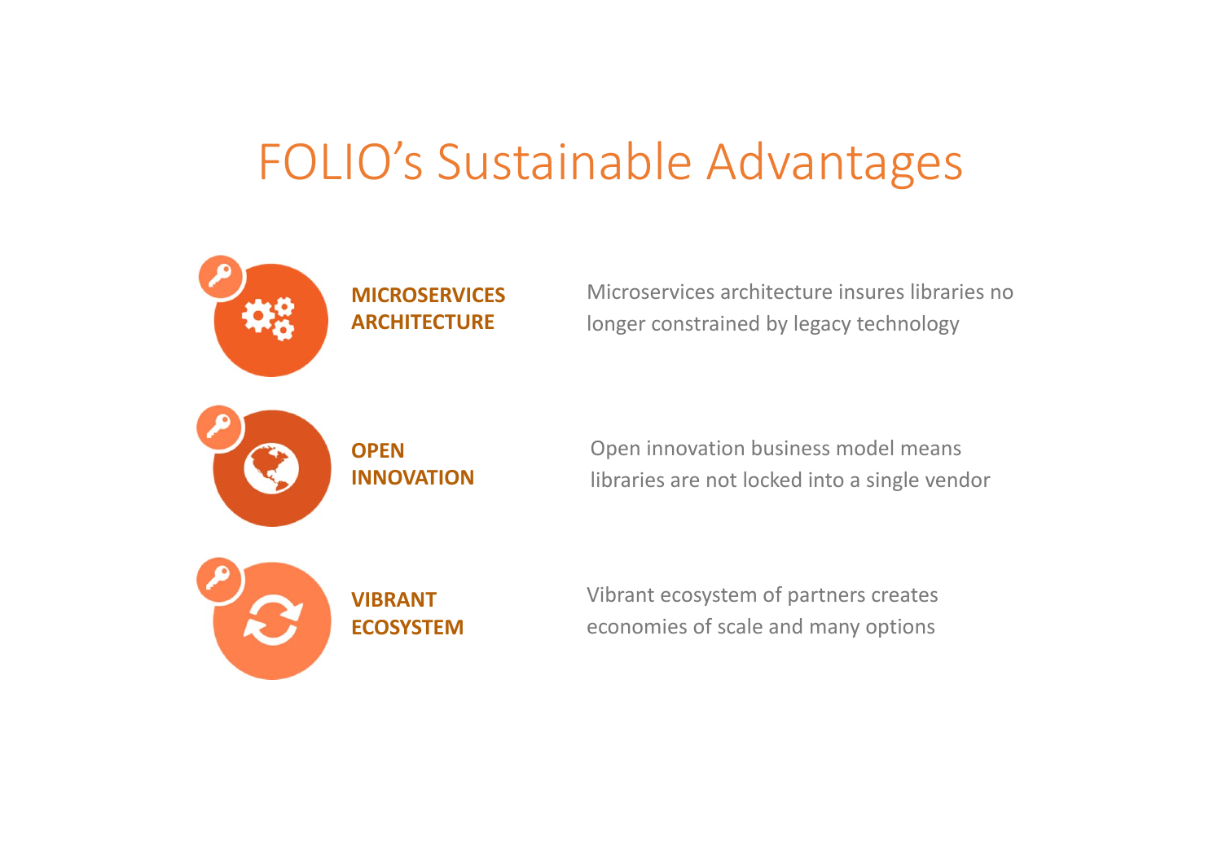# FOLIO's Sustainable Advantages

**MICROSERVICES ARCHITECTURE**

Microservices architecture insures libraries no longer constrained by legacy technology

**OPEN INNOVATION**

Open innovation business model means libraries are not locked into a single vendor

**VIBRANT ECOSYSTEM**

Vibrant ecosystem of partners creates economies of scale and many options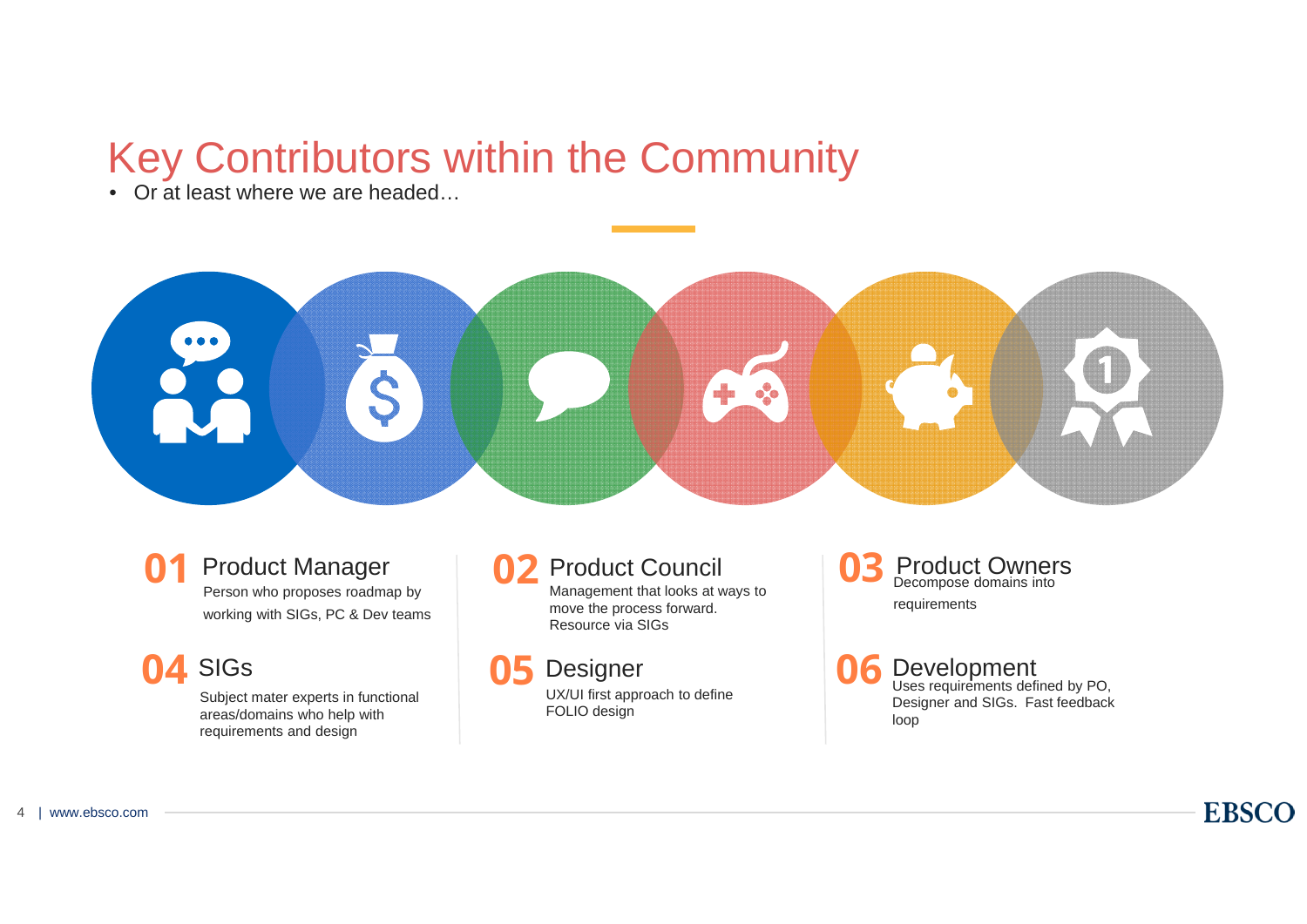# Key Contributors within the Community

- Or at least where we are headed…

**01** Product Manager

Person who proposes roadmap by working with SIGs, PC & Dev teams

**02** Product Council

Management that looks at ways to move the process forward. Resource via SIGs

**03** Product Owners

Decompose domains into requirements

**04** SIGs

Subject mater experts in functional areas/domains who help with requirements and design

**05** Designer

UX/UI first approach to define FOLIO design

**06** Development

Uses requirements defined by PO, Designer and SIGs. Fast feedback loop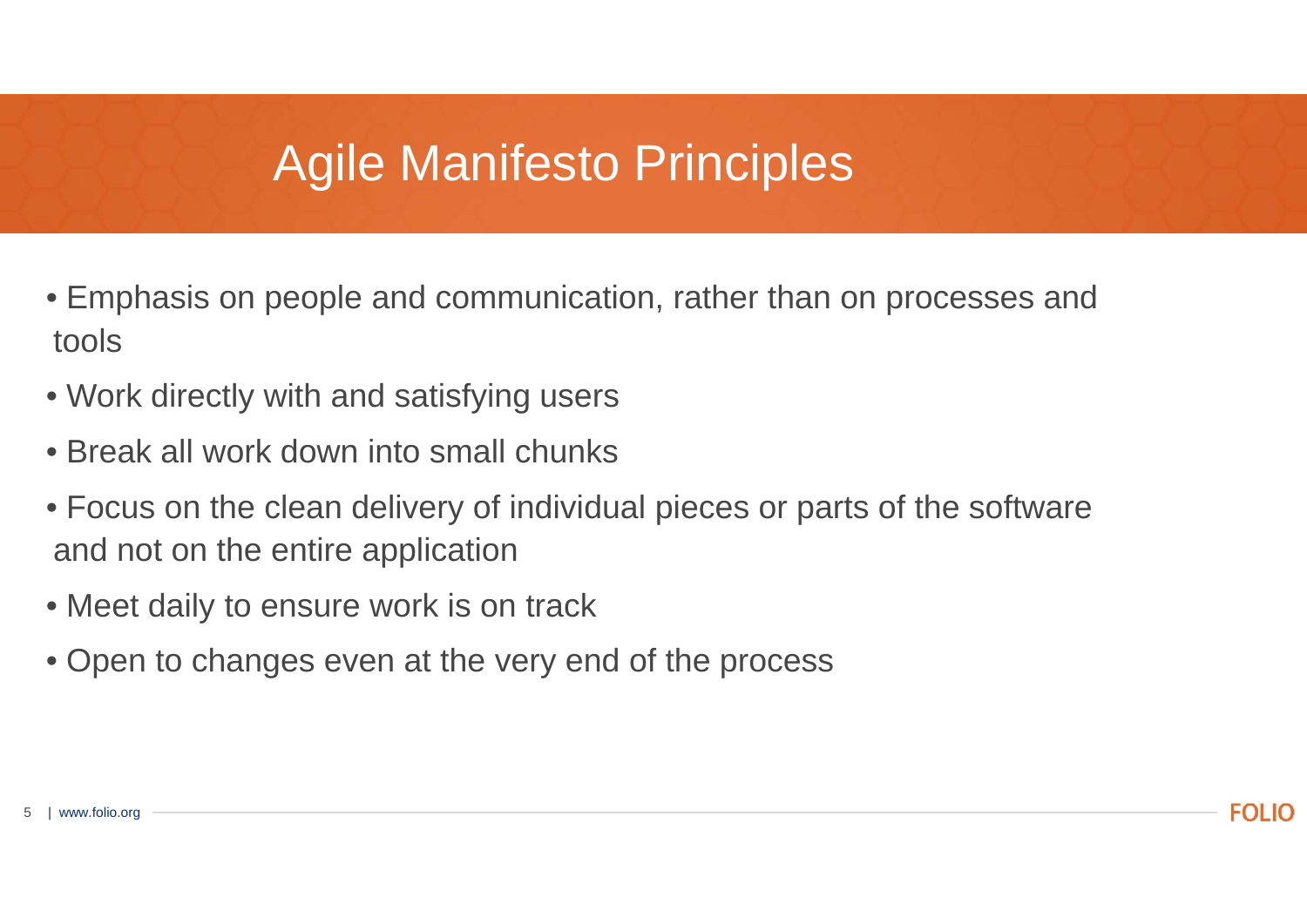# Agile Manifesto Principles

- Emphasis on people and communication, rather than on processes and tools
- Work directly with and satisfying users
- Break all work down into small chunks
- Focus on the clean delivery of individual pieces or parts of the software and not on the entire application
- Meet daily to ensure work is on track
- Open to changes even at the very end of the process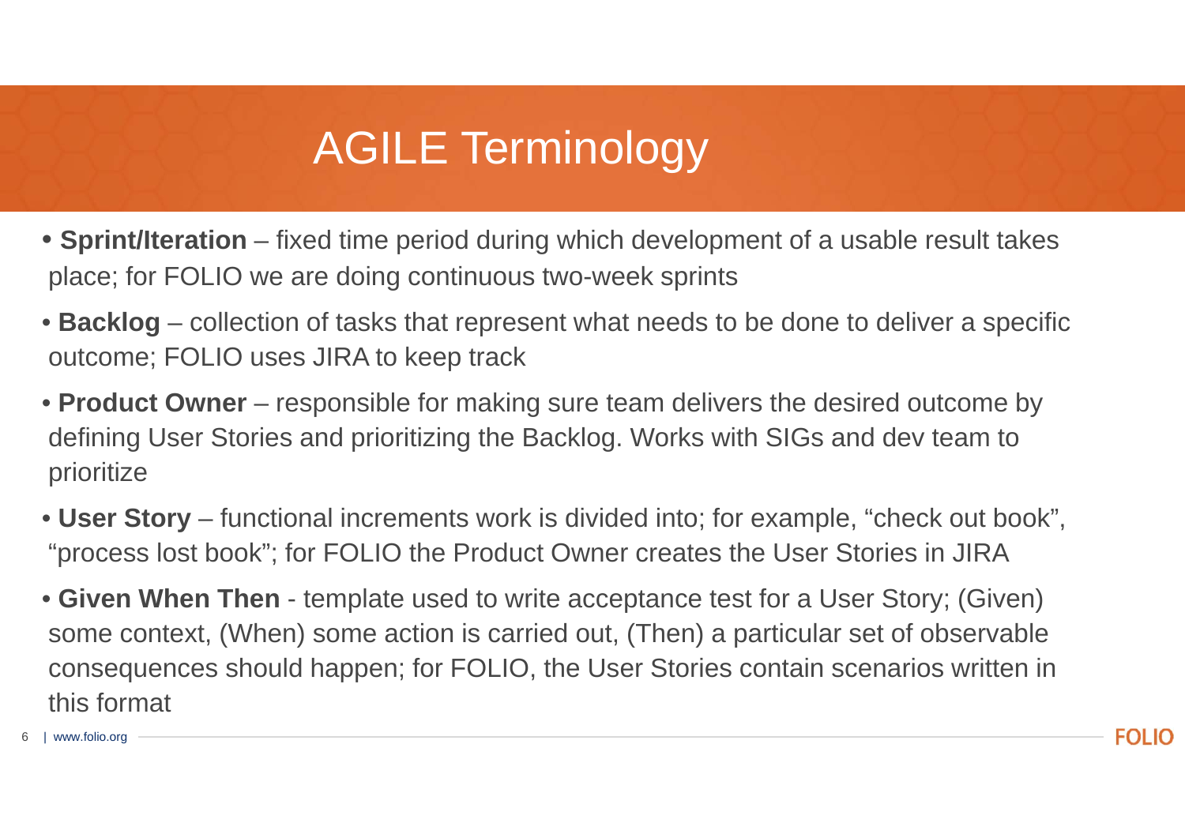# AGILE Terminology

- **Sprint/Iteration** – fixed time period during which development of a usable result takes place; for FOLIO we are doing continuous two-week sprints
- **Backlog** – collection of tasks that represent what needs to be done to deliver a specific outcome; FOLIO uses JIRA to keep track
- **Product Owner** – responsible for making sure team delivers the desired outcome by defining User Stories and prioritizing the Backlog. Works with SIGs and dev team to prioritize
- **User Story** – functional increments work is divided into; for example, “check out book”, “process lost book”; for FOLIO the Product Owner creates the User Stories in JIRA
- **Given When Then** - template used to write acceptance test for a User Story; (Given) some context, (When) some action is carried out, (Then) a particular set of observable consequences should happen; for FOLIO, the User Stories contain scenarios written in this format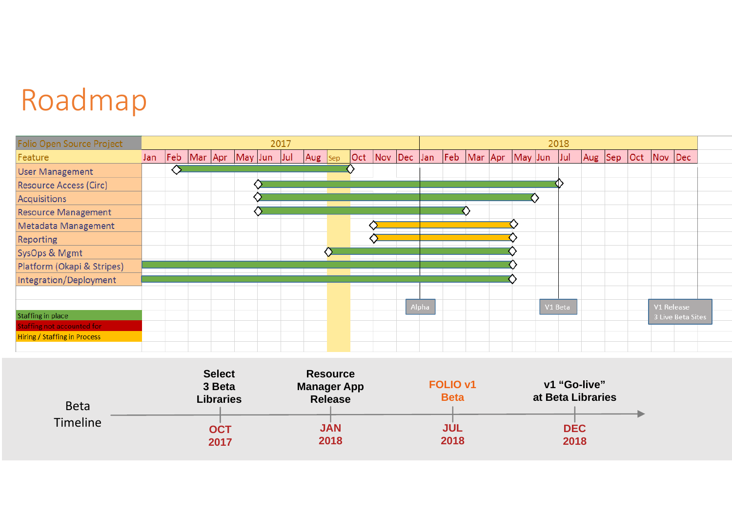# Roadmap

| Folio Open Source Project | 2017 | | | | | | | | | | | | 2018 | | | | | | | | | | | |
|---|---|---|---|---|---|---|---|---|---|---|---|---|---|---|---|---|---|---|---|---|---|---|---|---|
| Feature | Jan | Feb | Mar | Apr | May | Jun | Jul | Aug | Sep | Oct | Nov | Dec | Jan | Feb | Mar | Apr | May | Jun | Jul | Aug | Sep | Oct | Nov | Dec |
| User Management | | | | | | | | | | | | | | | | | | | | | | | | |
| Resource Access (Circ) | | | | | | | | | | | | | | | | | | | | | | | | |
| Acquisitions | | | | | | | | | | | | | | | | | | | | | | | | |
| Resource Management | | | | | | | | | | | | | | | | | | | | | | | | |
| Metadata Management | | | | | | | | | | | | | | | | | | | | | | | | |
| Reporting | | | | | | | | | | | | | | | | | | | | | | | | |
| SysOps & Mgmt | | | | | | | | | | | | | | | | | | | | | | | | |
| Platform (Okapi & Stripes) | | | | | | | | | | | | | | | | | | | | | | | | |
| Integration/Deployment | | | | | | | | | | | | | | | | | | | | | | | | |

Alpha

V1 Beta

V1 Release
3 Live Beta Sites

- Staffing in place
- Staffing not accounted for
- Hiring / Staffing in Process

**Beta Timeline**

| OCT 2017 | JAN 2018 | JUL 2018 | DEC 2018 |
|---|---|---|---|
| Select 3 Beta Libraries | Resource Manager App Release | FOLIO v1 Beta | v1 "Go-live" at Beta Libraries |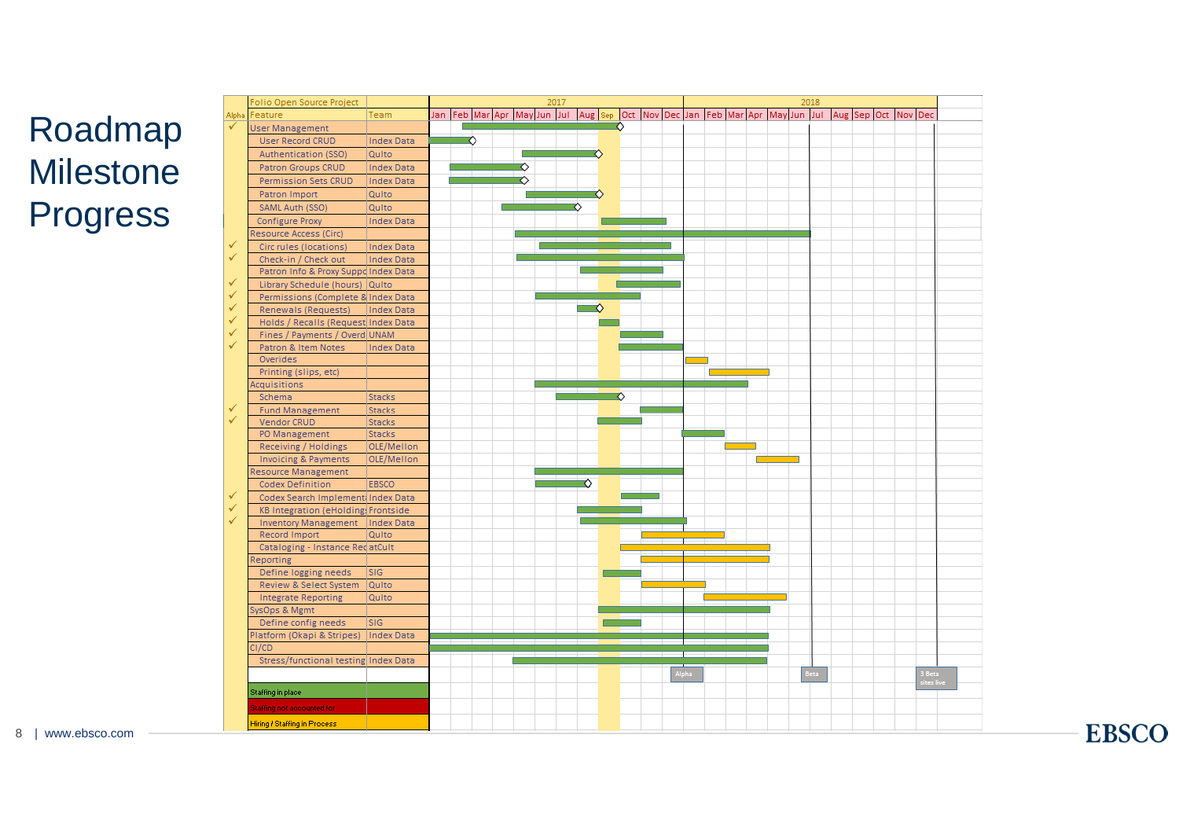# Roadmap Milestone Progress

| Alpha | Feature | Team |
|---|---|---|
|  | Folio Open Source Project |  |
| ✓ | User Management |  |
|  | User Record CRUD | Index Data |
|  | Authentication (SSO) | Qulto |
|  | Patron Groups CRUD | Index Data |
|  | Permission Sets CRUD | Index Data |
|  | Patron Import | Qulto |
|  | SAML Auth (SSO) | Qulto |
|  | Configure Proxy | Index Data |
|  | Resource Access (Circ) |  |
| ✓ | Circ rules (locations) | Index Data |
| ✓ | Check-in / Check out | Index Data |
|  | Patron Info & Proxy Suppo | Index Data |
| ✓ | Library Schedule (hours) | Qulto |
| ✓ | Permissions (Complete & | Index Data |
| ✓ | Renewals (Requests) | Index Data |
| ✓ | Holds / Recalls (Request | Index Data |
| ✓ | Fines / Payments / Overd | UNAM |
| ✓ | Patron & Item Notes | Index Data |
|  | Overides |  |
|  | Printing (slips, etc) |  |
|  | Acquisitions |  |
|  | Schema | Stacks |
| ✓ | Fund Management | Stacks |
| ✓ | Vendor CRUD | Stacks |
|  | PO Management | Stacks |
|  | Receiving / Holdings | OLE/Mellon |
|  | Invoicing & Payments | OLE/Mellon |
|  | Resource Management |  |
|  | Codex Definition | EBSCO |
| ✓ | Codex Search Implement | Index Data |
| ✓ | KB Integration (eHolding | Frontside |
| ✓ | Inventory Management | Index Data |
|  | Record Import | Qulto |
|  | Cataloging - Instance Rec | atCult |
|  | Reporting |  |
|  | Define logging needs | SIG |
|  | Review & Select System | Qulto |
|  | Integrate Reporting | Qulto |
|  | SysOps & Mgmt |  |
|  | Define config needs | SIG |
|  | Platform (Okapi & Stripes) | Index Data |
|  | CI/CD |  |
|  | Stress/functional testing | Index Data |

Timeline: 2017 (Jan–Dec), 2018 (Jan–Dec). Milestones: Alpha (Jan 2018), Beta (Jul 2018), 3 Beta sites live (Dec 2018).

Legend:
- Staffing in place
- Staffing not accounted for
- Hiring / Staffing in Process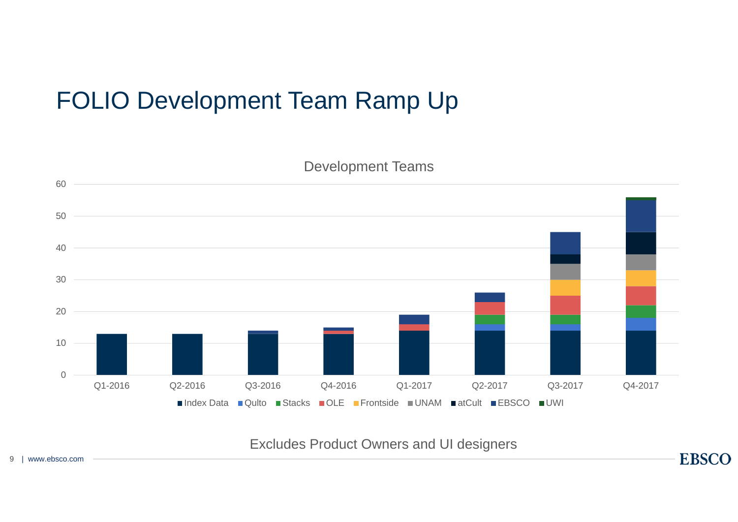# FOLIO Development Team Ramp Up

Development Teams

| Quarter | Index Data | Qulto | Stacks | OLE | Frontside | UNAM | atCult | EBSCO | UWI |
|---|---|---|---|---|---|---|---|---|---|
| Q1-2016 | 13 | | | | | | | | |
| Q2-2016 | 13 | | | | | | | | |
| Q3-2016 | 13 | | | | | | | 1 | |
| Q4-2016 | 13 | | | 1 | | | | 1 | |
| Q1-2017 | 14 | | | 2 | | | | 3 | |
| Q2-2017 | 14 | 2 | 3 | 4 | | | | 3 | |
| Q3-2017 | 14 | 2 | 3 | 6 | 5 | 5 | 3 | 7 | |
| Q4-2017 | 14 | 4 | 4 | 6 | 5 | 5 | 7 | 10 | 1 |

Excludes Product Owners and UI designers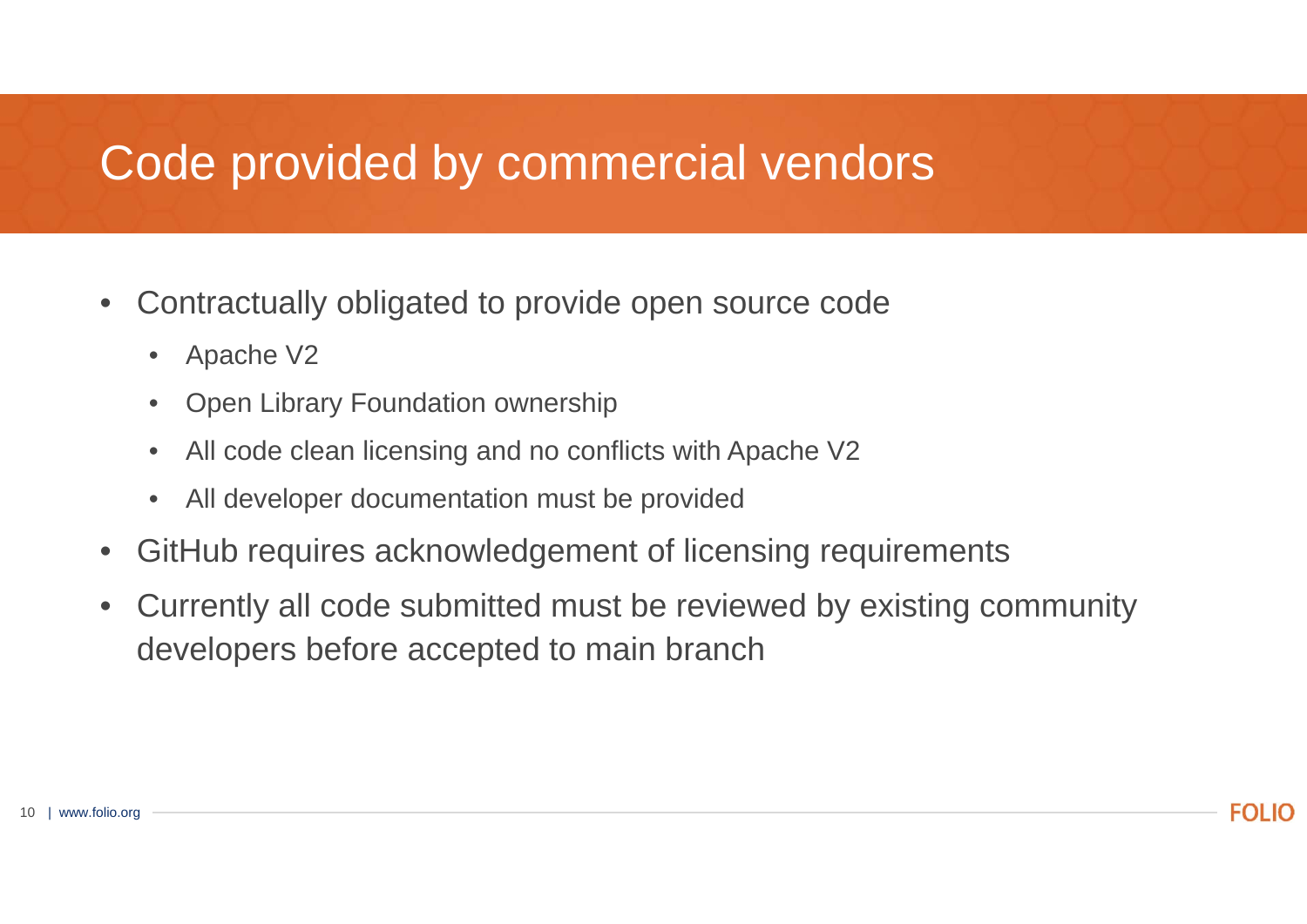# Code provided by commercial vendors

- Contractually obligated to provide open source code
  - Apache V2
  - Open Library Foundation ownership
  - All code clean licensing and no conflicts with Apache V2
  - All developer documentation must be provided
- GitHub requires acknowledgement of licensing requirements
- Currently all code submitted must be reviewed by existing community developers before accepted to main branch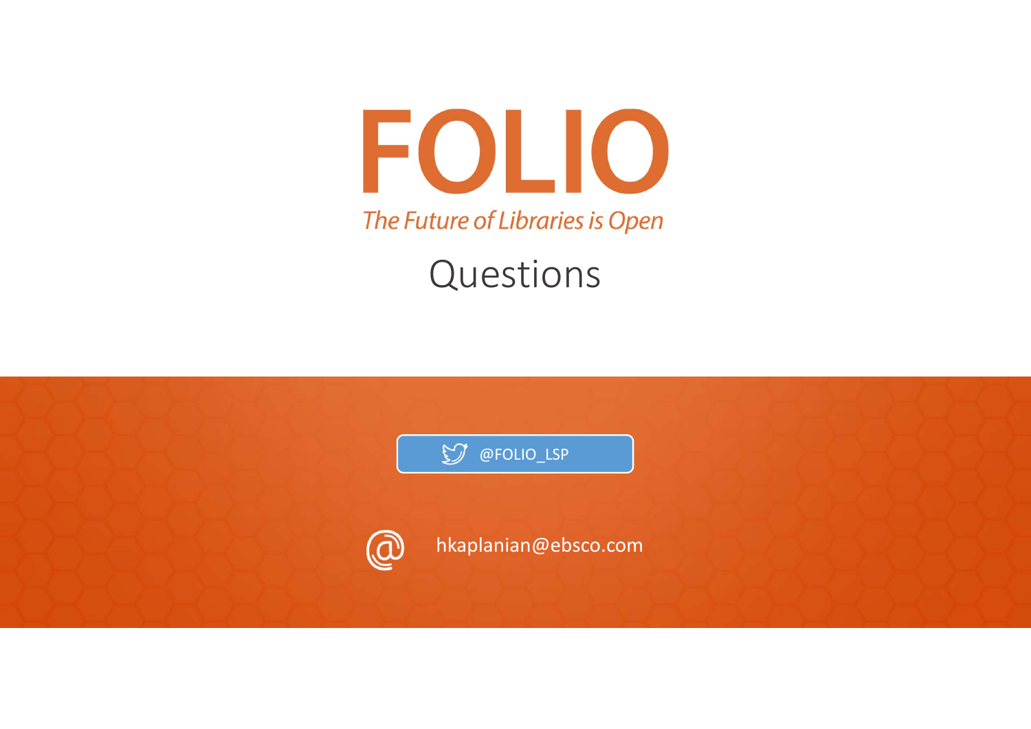# FOLIO

*The Future of Libraries is Open*

## Questions

@FOLIO_LSP

hkaplanian@ebsco.com